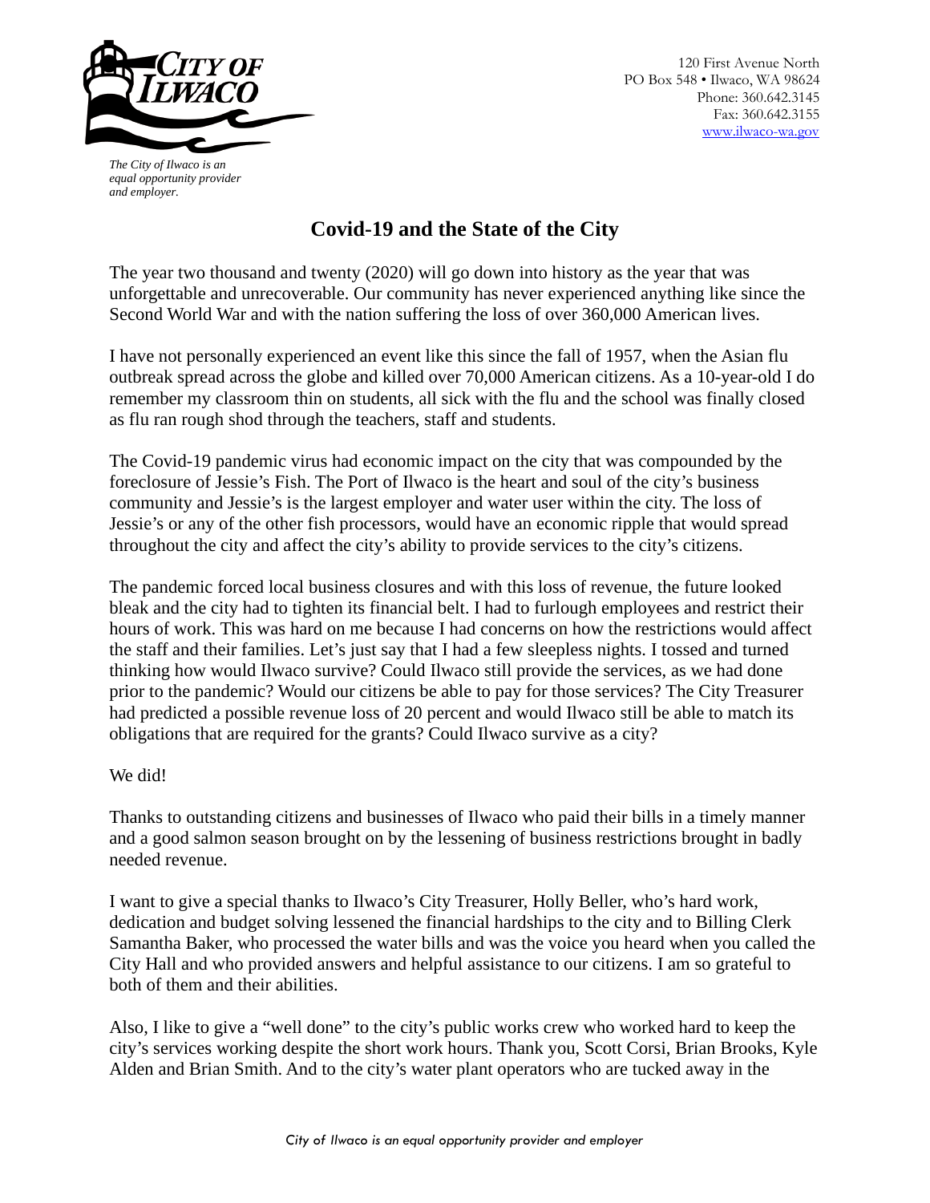120 First Avenue North
PO Box 548 • Ilwaco, WA 98624
Phone: 360.642.3145
Fax: 360.642.3155
www.ilwaco-wa.gov

*The City of Ilwaco is an equal opportunity provider and employer.*

# Covid-19 and the State of the City

The year two thousand and twenty (2020) will go down into history as the year that was unforgettable and unrecoverable. Our community has never experienced anything like since the Second World War and with the nation suffering the loss of over 360,000 American lives.

I have not personally experienced an event like this since the fall of 1957, when the Asian flu outbreak spread across the globe and killed over 70,000 American citizens. As a 10-year-old I do remember my classroom thin on students, all sick with the flu and the school was finally closed as flu ran rough shod through the teachers, staff and students.

The Covid-19 pandemic virus had economic impact on the city that was compounded by the foreclosure of Jessie's Fish. The Port of Ilwaco is the heart and soul of the city's business community and Jessie's is the largest employer and water user within the city. The loss of Jessie's or any of the other fish processors, would have an economic ripple that would spread throughout the city and affect the city's ability to provide services to the city's citizens.

The pandemic forced local business closures and with this loss of revenue, the future looked bleak and the city had to tighten its financial belt. I had to furlough employees and restrict their hours of work. This was hard on me because I had concerns on how the restrictions would affect the staff and their families. Let's just say that I had a few sleepless nights. I tossed and turned thinking how would Ilwaco survive? Could Ilwaco still provide the services, as we had done prior to the pandemic? Would our citizens be able to pay for those services? The City Treasurer had predicted a possible revenue loss of 20 percent and would Ilwaco still be able to match its obligations that are required for the grants? Could Ilwaco survive as a city?

We did!

Thanks to outstanding citizens and businesses of Ilwaco who paid their bills in a timely manner and a good salmon season brought on by the lessening of business restrictions brought in badly needed revenue.

I want to give a special thanks to Ilwaco's City Treasurer, Holly Beller, who's hard work, dedication and budget solving lessened the financial hardships to the city and to Billing Clerk Samantha Baker, who processed the water bills and was the voice you heard when you called the City Hall and who provided answers and helpful assistance to our citizens. I am so grateful to both of them and their abilities.

Also, I like to give a "well done" to the city's public works crew who worked hard to keep the city's services working despite the short work hours. Thank you, Scott Corsi, Brian Brooks, Kyle Alden and Brian Smith. And to the city's water plant operators who are tucked away in the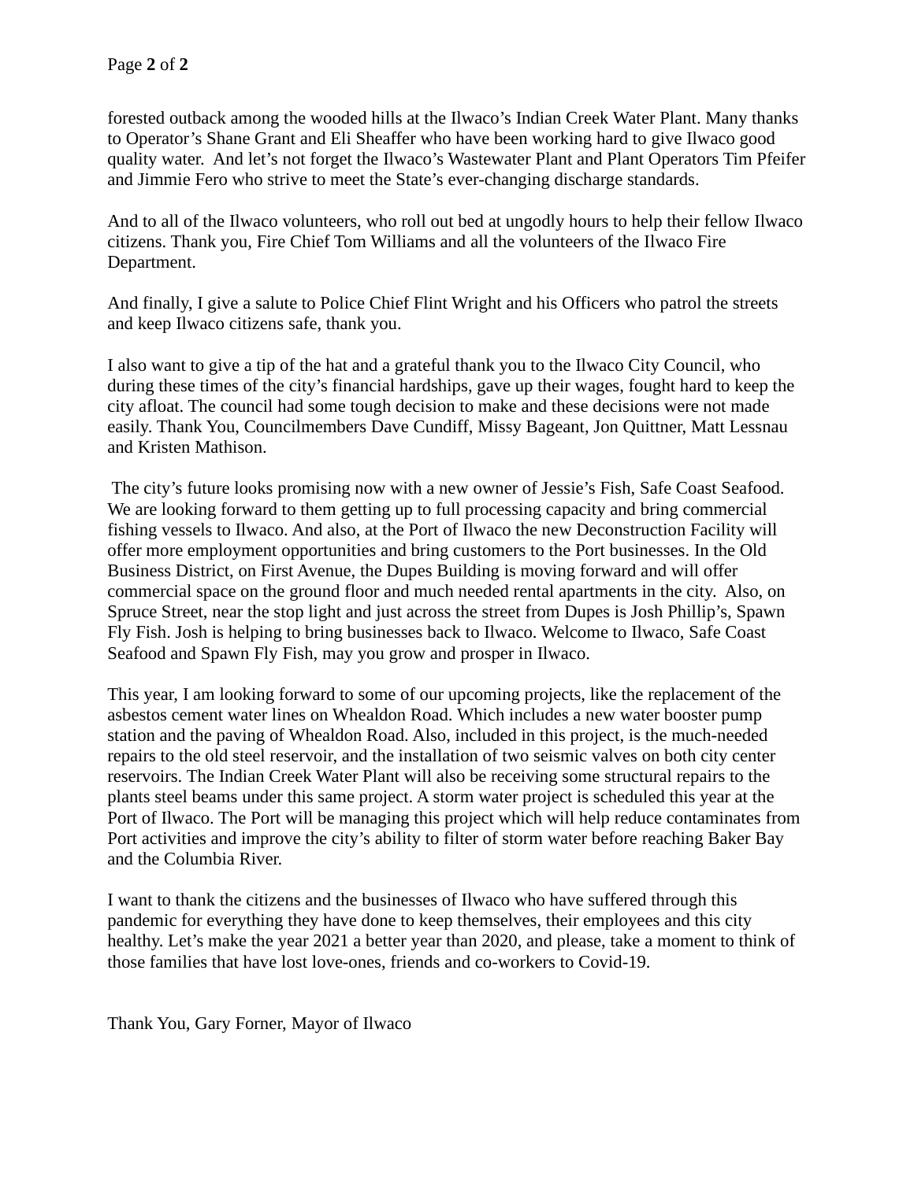forested outback among the wooded hills at the Ilwaco's Indian Creek Water Plant. Many thanks to Operator's Shane Grant and Eli Sheaffer who have been working hard to give Ilwaco good quality water. And let's not forget the Ilwaco's Wastewater Plant and Plant Operators Tim Pfeifer and Jimmie Fero who strive to meet the State's ever-changing discharge standards.

And to all of the Ilwaco volunteers, who roll out bed at ungodly hours to help their fellow Ilwaco citizens. Thank you, Fire Chief Tom Williams and all the volunteers of the Ilwaco Fire Department.

And finally, I give a salute to Police Chief Flint Wright and his Officers who patrol the streets and keep Ilwaco citizens safe, thank you.

I also want to give a tip of the hat and a grateful thank you to the Ilwaco City Council, who during these times of the city's financial hardships, gave up their wages, fought hard to keep the city afloat. The council had some tough decision to make and these decisions were not made easily. Thank You, Councilmembers Dave Cundiff, Missy Bageant, Jon Quittner, Matt Lessnau and Kristen Mathison.

The city's future looks promising now with a new owner of Jessie's Fish, Safe Coast Seafood. We are looking forward to them getting up to full processing capacity and bring commercial fishing vessels to Ilwaco. And also, at the Port of Ilwaco the new Deconstruction Facility will offer more employment opportunities and bring customers to the Port businesses. In the Old Business District, on First Avenue, the Dupes Building is moving forward and will offer commercial space on the ground floor and much needed rental apartments in the city. Also, on Spruce Street, near the stop light and just across the street from Dupes is Josh Phillip's, Spawn Fly Fish. Josh is helping to bring businesses back to Ilwaco. Welcome to Ilwaco, Safe Coast Seafood and Spawn Fly Fish, may you grow and prosper in Ilwaco.

This year, I am looking forward to some of our upcoming projects, like the replacement of the asbestos cement water lines on Whealdon Road. Which includes a new water booster pump station and the paving of Whealdon Road. Also, included in this project, is the much-needed repairs to the old steel reservoir, and the installation of two seismic valves on both city center reservoirs. The Indian Creek Water Plant will also be receiving some structural repairs to the plants steel beams under this same project. A storm water project is scheduled this year at the Port of Ilwaco. The Port will be managing this project which will help reduce contaminates from Port activities and improve the city's ability to filter of storm water before reaching Baker Bay and the Columbia River.

I want to thank the citizens and the businesses of Ilwaco who have suffered through this pandemic for everything they have done to keep themselves, their employees and this city healthy. Let's make the year 2021 a better year than 2020, and please, take a moment to think of those families that have lost love-ones, friends and co-workers to Covid-19.

Thank You, Gary Forner, Mayor of Ilwaco